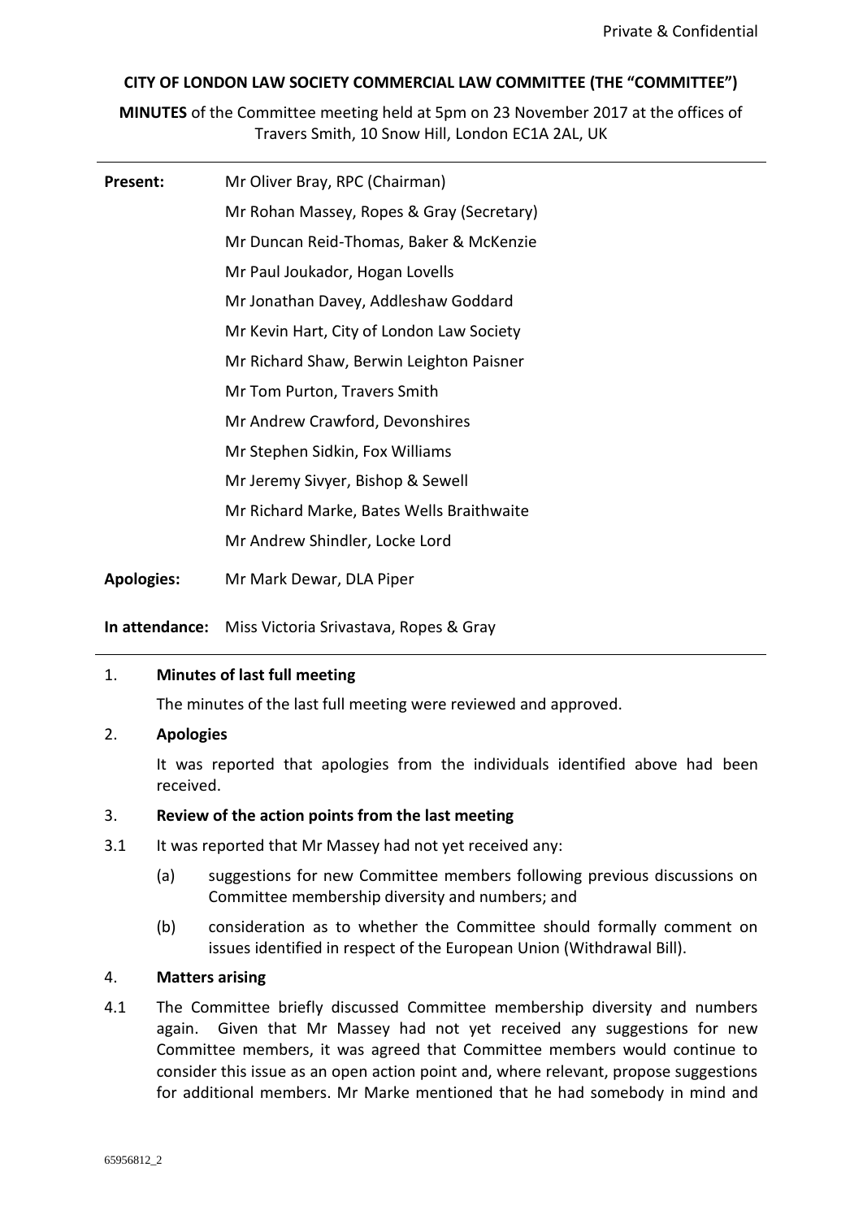Private & Confidential

**CITY OF LONDON LAW SOCIETY COMMERCIAL LAW COMMITTEE (THE "COMMITTEE")**

**MINUTES** of the Committee meeting held at 5pm on 23 November 2017 at the offices of Travers Smith, 10 Snow Hill, London EC1A 2AL, UK

---

**Present:** Mr Oliver Bray, RPC (Chairman)
Mr Rohan Massey, Ropes & Gray (Secretary)
Mr Duncan Reid-Thomas, Baker & McKenzie
Mr Paul Joukador, Hogan Lovells
Mr Jonathan Davey, Addleshaw Goddard
Mr Kevin Hart, City of London Law Society
Mr Richard Shaw, Berwin Leighton Paisner
Mr Tom Purton, Travers Smith
Mr Andrew Crawford, Devonshires
Mr Stephen Sidkin, Fox Williams
Mr Jeremy Sivyer, Bishop & Sewell
Mr Richard Marke, Bates Wells Braithwaite
Mr Andrew Shindler, Locke Lord

**Apologies:** Mr Mark Dewar, DLA Piper

**In attendance:** Miss Victoria Srivastava, Ropes & Gray

---

1. **Minutes of last full meeting**

   The minutes of the last full meeting were reviewed and approved.

2. **Apologies**

   It was reported that apologies from the individuals identified above had been received.

3. **Review of the action points from the last meeting**

3.1 It was reported that Mr Massey had not yet received any:

   (a) suggestions for new Committee members following previous discussions on Committee membership diversity and numbers; and

   (b) consideration as to whether the Committee should formally comment on issues identified in respect of the European Union (Withdrawal Bill).

4. **Matters arising**

4.1 The Committee briefly discussed Committee membership diversity and numbers again. Given that Mr Massey had not yet received any suggestions for new Committee members, it was agreed that Committee members would continue to consider this issue as an open action point and, where relevant, propose suggestions for additional members. Mr Marke mentioned that he had somebody in mind and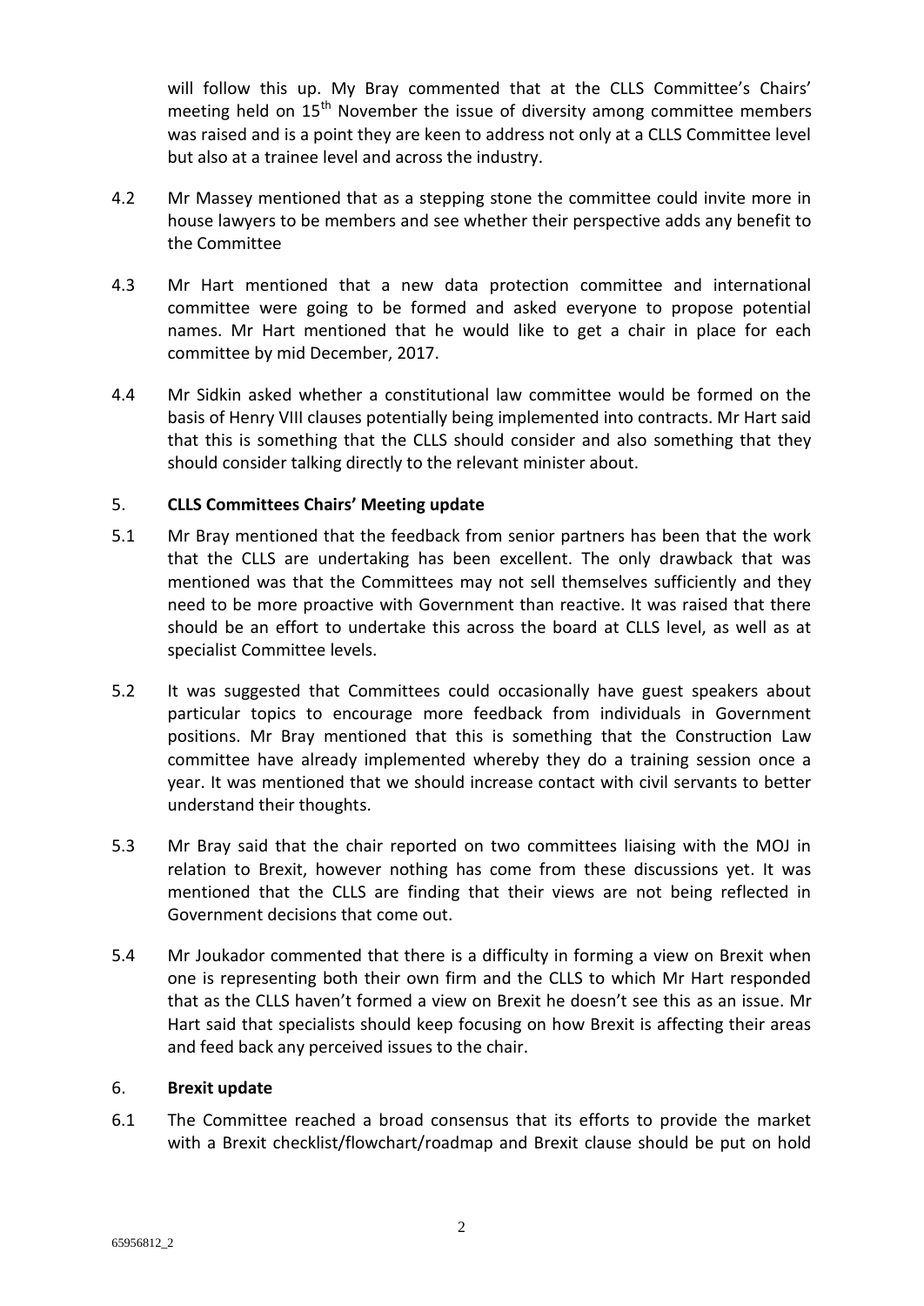will follow this up. My Bray commented that at the CLLS Committee's Chairs' meeting held on 15th November the issue of diversity among committee members was raised and is a point they are keen to address not only at a CLLS Committee level but also at a trainee level and across the industry.

4.2 Mr Massey mentioned that as a stepping stone the committee could invite more in house lawyers to be members and see whether their perspective adds any benefit to the Committee

4.3 Mr Hart mentioned that a new data protection committee and international committee were going to be formed and asked everyone to propose potential names. Mr Hart mentioned that he would like to get a chair in place for each committee by mid December, 2017.

4.4 Mr Sidkin asked whether a constitutional law committee would be formed on the basis of Henry VIII clauses potentially being implemented into contracts. Mr Hart said that this is something that the CLLS should consider and also something that they should consider talking directly to the relevant minister about.

## 5. **CLLS Committees Chairs' Meeting update**

5.1 Mr Bray mentioned that the feedback from senior partners has been that the work that the CLLS are undertaking has been excellent. The only drawback that was mentioned was that the Committees may not sell themselves sufficiently and they need to be more proactive with Government than reactive. It was raised that there should be an effort to undertake this across the board at CLLS level, as well as at specialist Committee levels.

5.2 It was suggested that Committees could occasionally have guest speakers about particular topics to encourage more feedback from individuals in Government positions. Mr Bray mentioned that this is something that the Construction Law committee have already implemented whereby they do a training session once a year. It was mentioned that we should increase contact with civil servants to better understand their thoughts.

5.3 Mr Bray said that the chair reported on two committees liaising with the MOJ in relation to Brexit, however nothing has come from these discussions yet. It was mentioned that the CLLS are finding that their views are not being reflected in Government decisions that come out.

5.4 Mr Joukador commented that there is a difficulty in forming a view on Brexit when one is representing both their own firm and the CLLS to which Mr Hart responded that as the CLLS haven't formed a view on Brexit he doesn't see this as an issue. Mr Hart said that specialists should keep focusing on how Brexit is affecting their areas and feed back any perceived issues to the chair.

## 6. **Brexit update**

6.1 The Committee reached a broad consensus that its efforts to provide the market with a Brexit checklist/flowchart/roadmap and Brexit clause should be put on hold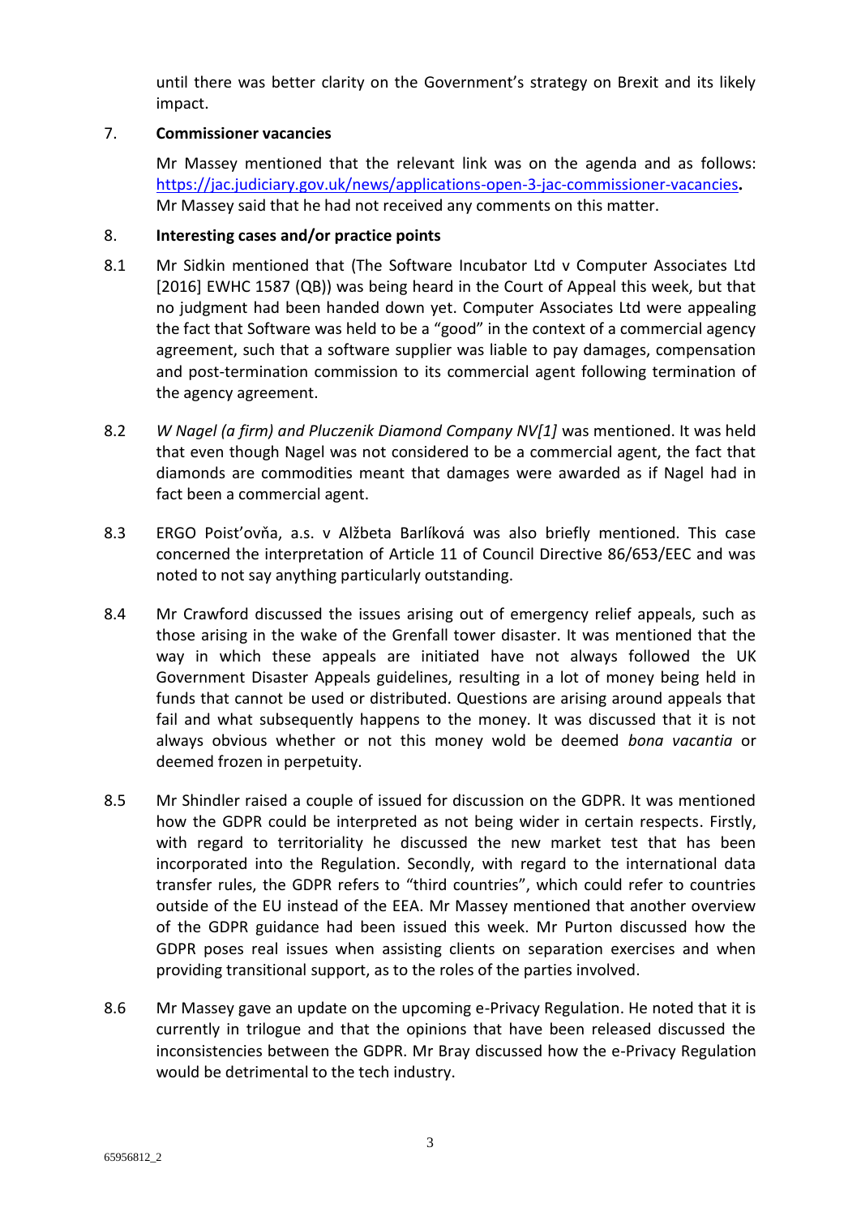until there was better clarity on the Government's strategy on Brexit and its likely impact.

7. **Commissioner vacancies**

Mr Massey mentioned that the relevant link was on the agenda and as follows: [https://jac.judiciary.gov.uk/news/applications-open-3-jac-commissioner-vacancies](https://jac.judiciary.gov.uk/news/applications-open-3-jac-commissioner-vacancies)**.** Mr Massey said that he had not received any comments on this matter.

8. **Interesting cases and/or practice points**

8.1 Mr Sidkin mentioned that (The Software Incubator Ltd v Computer Associates Ltd [2016] EWHC 1587 (QB)) was being heard in the Court of Appeal this week, but that no judgment had been handed down yet. Computer Associates Ltd were appealing the fact that Software was held to be a "good" in the context of a commercial agency agreement, such that a software supplier was liable to pay damages, compensation and post-termination commission to its commercial agent following termination of the agency agreement.

8.2 *W Nagel (a firm) and Pluczenik Diamond Company NV[1]* was mentioned. It was held that even though Nagel was not considered to be a commercial agent, the fact that diamonds are commodities meant that damages were awarded as if Nagel had in fact been a commercial agent.

8.3 ERGO Poist'ovňa, a.s. v Alžbeta Barlíková was also briefly mentioned. This case concerned the interpretation of Article 11 of Council Directive 86/653/EEC and was noted to not say anything particularly outstanding.

8.4 Mr Crawford discussed the issues arising out of emergency relief appeals, such as those arising in the wake of the Grenfall tower disaster. It was mentioned that the way in which these appeals are initiated have not always followed the UK Government Disaster Appeals guidelines, resulting in a lot of money being held in funds that cannot be used or distributed. Questions are arising around appeals that fail and what subsequently happens to the money. It was discussed that it is not always obvious whether or not this money wold be deemed *bona vacantia* or deemed frozen in perpetuity.

8.5 Mr Shindler raised a couple of issued for discussion on the GDPR. It was mentioned how the GDPR could be interpreted as not being wider in certain respects. Firstly, with regard to territoriality he discussed the new market test that has been incorporated into the Regulation. Secondly, with regard to the international data transfer rules, the GDPR refers to "third countries", which could refer to countries outside of the EU instead of the EEA. Mr Massey mentioned that another overview of the GDPR guidance had been issued this week. Mr Purton discussed how the GDPR poses real issues when assisting clients on separation exercises and when providing transitional support, as to the roles of the parties involved.

8.6 Mr Massey gave an update on the upcoming e-Privacy Regulation. He noted that it is currently in trilogue and that the opinions that have been released discussed the inconsistencies between the GDPR. Mr Bray discussed how the e-Privacy Regulation would be detrimental to the tech industry.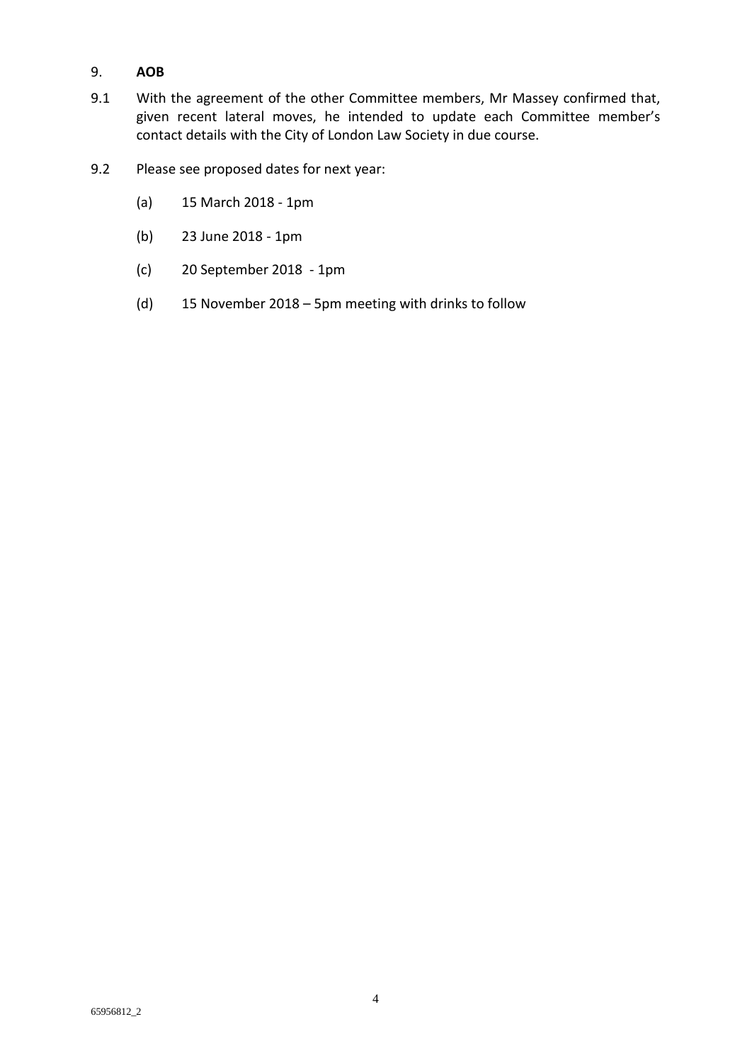## 9. **AOB**

9.1 With the agreement of the other Committee members, Mr Massey confirmed that, given recent lateral moves, he intended to update each Committee member's contact details with the City of London Law Society in due course.

9.2 Please see proposed dates for next year:

(a) 15 March 2018 - 1pm

(b) 23 June 2018 - 1pm

(c) 20 September 2018 - 1pm

(d) 15 November 2018 – 5pm meeting with drinks to follow

65956812_2